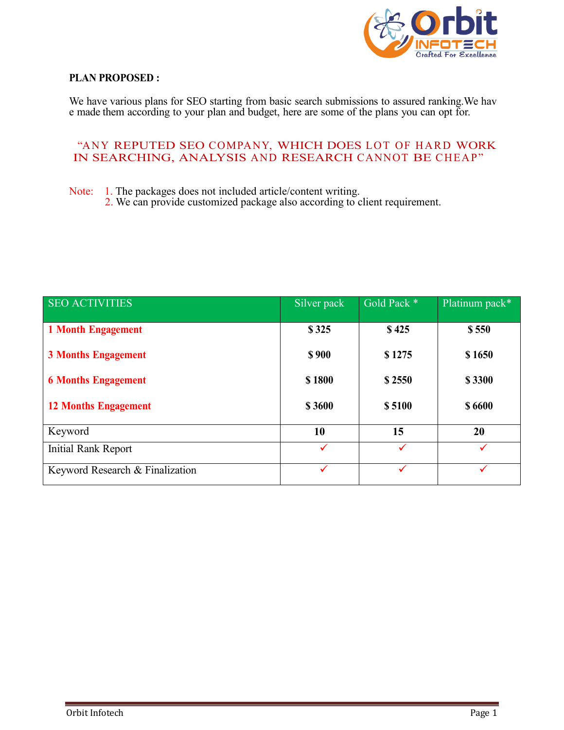**PLAN PROPOSED :**

We have various plans for SEO starting from basic search submissions to assured ranking.We have made them according to your plan and budget, here are some of the plans you can opt for.

"ANY REPUTED SEO COMPANY, WHICH DOES LOT OF HARD WORK IN SEARCHING, ANALYSIS AND RESEARCH CANNOT BE CHEAP"

Note:
1. The packages does not included article/content writing.
2. We can provide customized package also according to client requirement.

| SEO ACTIVITIES | Silver pack | Gold Pack * | Platinum pack* |
|---|---|---|---|
| **1 Month Engagement** | **$ 325** | **$ 425** | **$ 550** |
| **3 Months Engagement** | **$ 900** | **$ 1275** | **$ 1650** |
| **6 Months Engagement** | **$ 1800** | **$ 2550** | **$ 3300** |
| **12 Months Engagement** | **$ 3600** | **$ 5100** | **$ 6600** |
| Keyword | **10** | **15** | **20** |
| Initial Rank Report | ✓ | ✓ | ✓ |
| Keyword Research & Finalization | ✓ | ✓ | ✓ |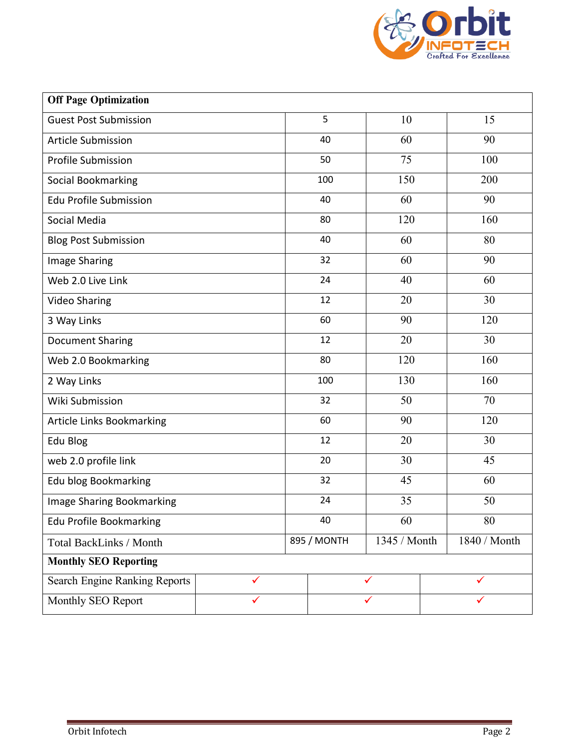| Off Page Optimization | | | |
|---|---|---|---|
| Guest Post Submission | 5 | 10 | 15 |
| Article Submission | 40 | 60 | 90 |
| Profile Submission | 50 | 75 | 100 |
| Social Bookmarking | 100 | 150 | 200 |
| Edu Profile Submission | 40 | 60 | 90 |
| Social Media | 80 | 120 | 160 |
| Blog Post Submission | 40 | 60 | 80 |
| Image Sharing | 32 | 60 | 90 |
| Web 2.0 Live Link | 24 | 40 | 60 |
| Video Sharing | 12 | 20 | 30 |
| 3 Way Links | 60 | 90 | 120 |
| Document Sharing | 12 | 20 | 30 |
| Web 2.0 Bookmarking | 80 | 120 | 160 |
| 2 Way Links | 100 | 130 | 160 |
| Wiki Submission | 32 | 50 | 70 |
| Article Links Bookmarking | 60 | 90 | 120 |
| Edu Blog | 12 | 20 | 30 |
| web 2.0 profile link | 20 | 30 | 45 |
| Edu blog Bookmarking | 32 | 45 | 60 |
| Image Sharing Bookmarking | 24 | 35 | 50 |
| Edu Profile Bookmarking | 40 | 60 | 80 |
| Total BackLinks / Month | 895 / MONTH | 1345 / Month | 1840 / Month |
| **Monthly SEO Reporting** | | | |
| Search Engine Ranking Reports | ✓ | ✓ | ✓ |
| Monthly SEO Report | ✓ | ✓ | ✓ |